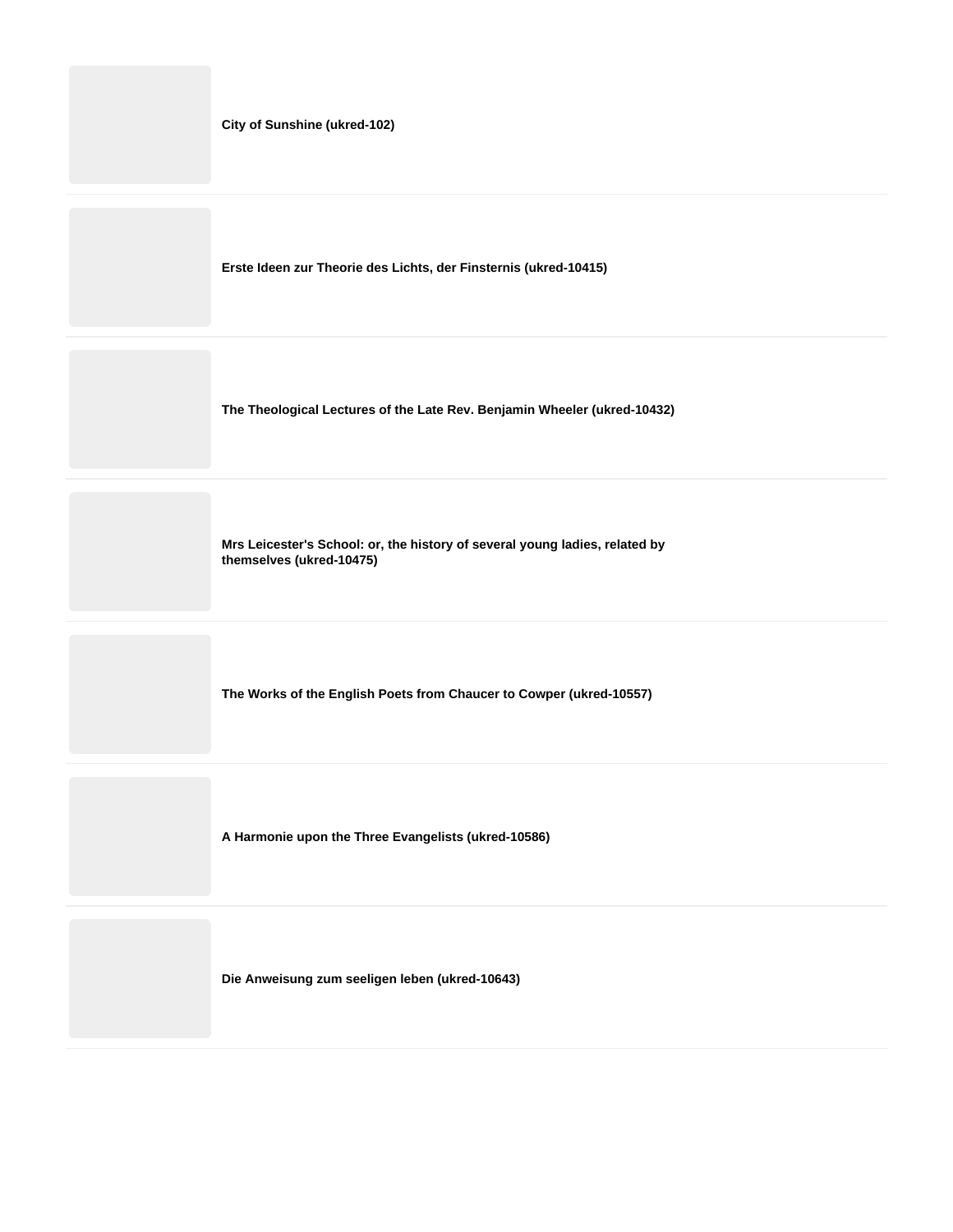**City of Sunshine (ukred-102)**

---

**Erste Ideen zur Theorie des Lichts, der Finsternis (ukred-10415)**

---

**The Theological Lectures of the Late Rev. Benjamin Wheeler (ukred-10432)**

---

**Mrs Leicester's School: or, the history of several young ladies, related by themselves (ukred-10475)**

---

**The Works of the English Poets from Chaucer to Cowper (ukred-10557)**

---

**A Harmonie upon the Three Evangelists (ukred-10586)**

---

**Die Anweisung zum seeligen leben (ukred-10643)**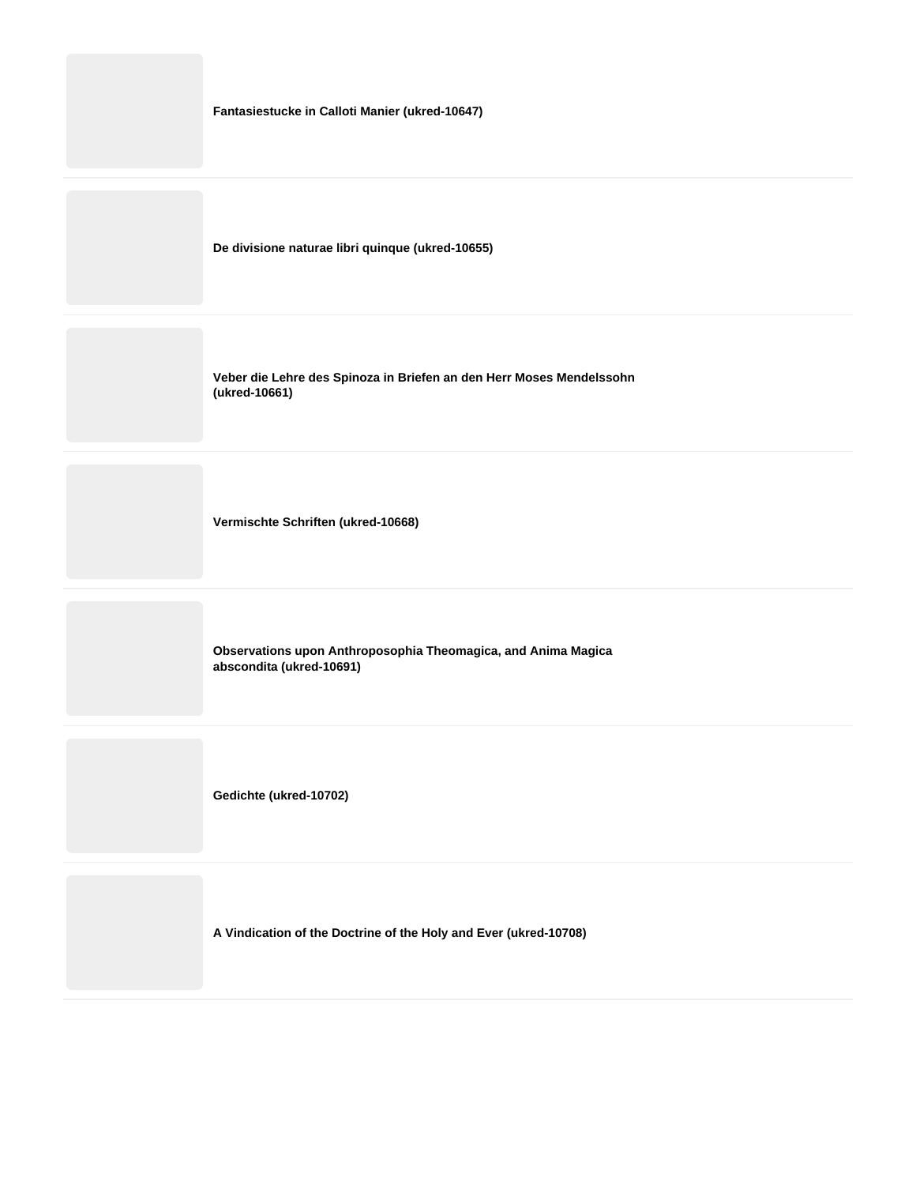**Fantasiestucke in Calloti Manier (ukred-10647)**

**De divisione naturae libri quinque (ukred-10655)**

**Veber die Lehre des Spinoza in Briefen an den Herr Moses Mendelssohn (ukred-10661)**

**Vermischte Schriften (ukred-10668)**

**Observations upon Anthroposophia Theomagica, and Anima Magica abscondita (ukred-10691)**

**Gedichte (ukred-10702)**

**A Vindication of the Doctrine of the Holy and Ever (ukred-10708)**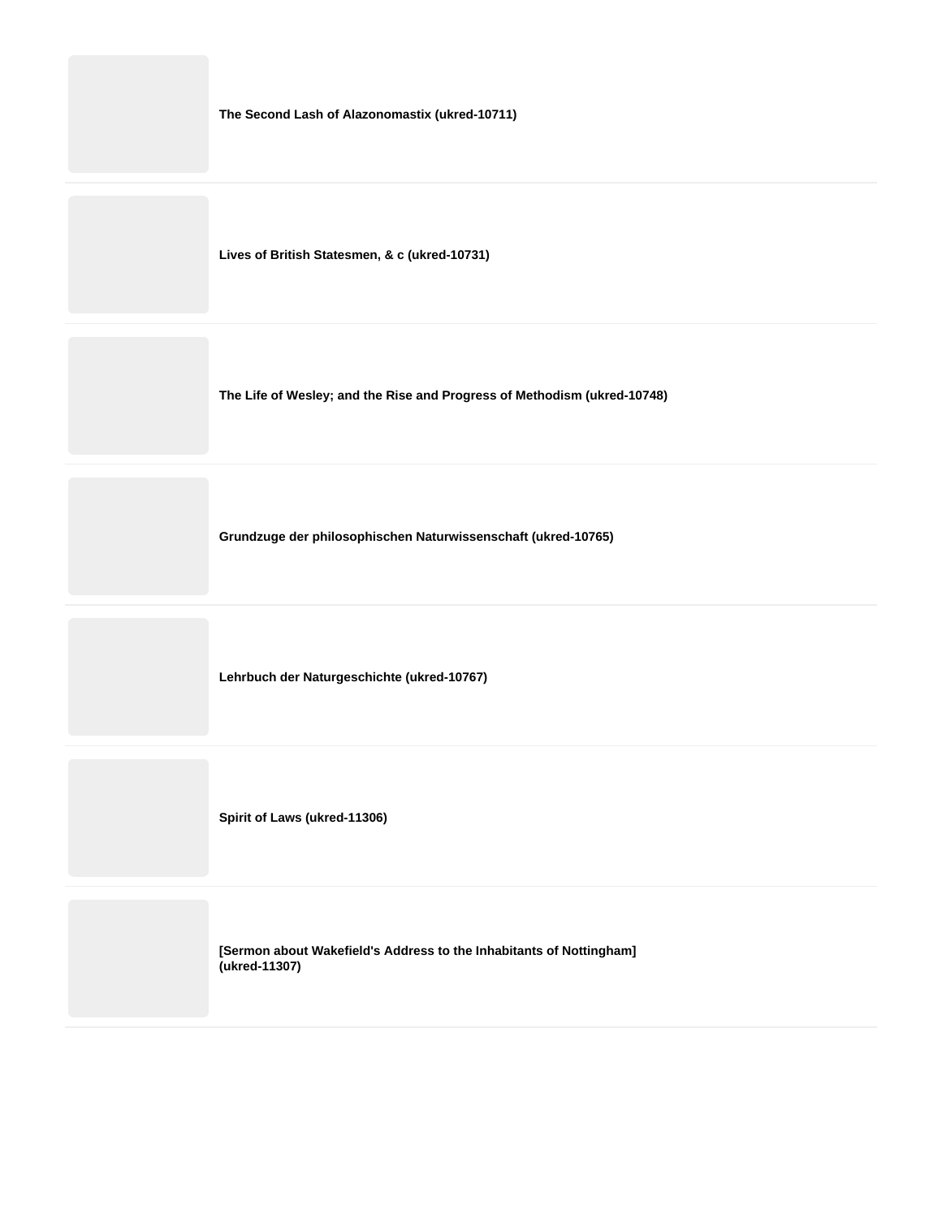**The Second Lash of Alazonomastix (ukred-10711)**

**Lives of British Statesmen, & c (ukred-10731)**

**The Life of Wesley; and the Rise and Progress of Methodism (ukred-10748)**

**Grundzuge der philosophischen Naturwissenschaft (ukred-10765)**

**Lehrbuch der Naturgeschichte (ukred-10767)**

**Spirit of Laws (ukred-11306)**

**[Sermon about Wakefield's Address to the Inhabitants of Nottingham] (ukred-11307)**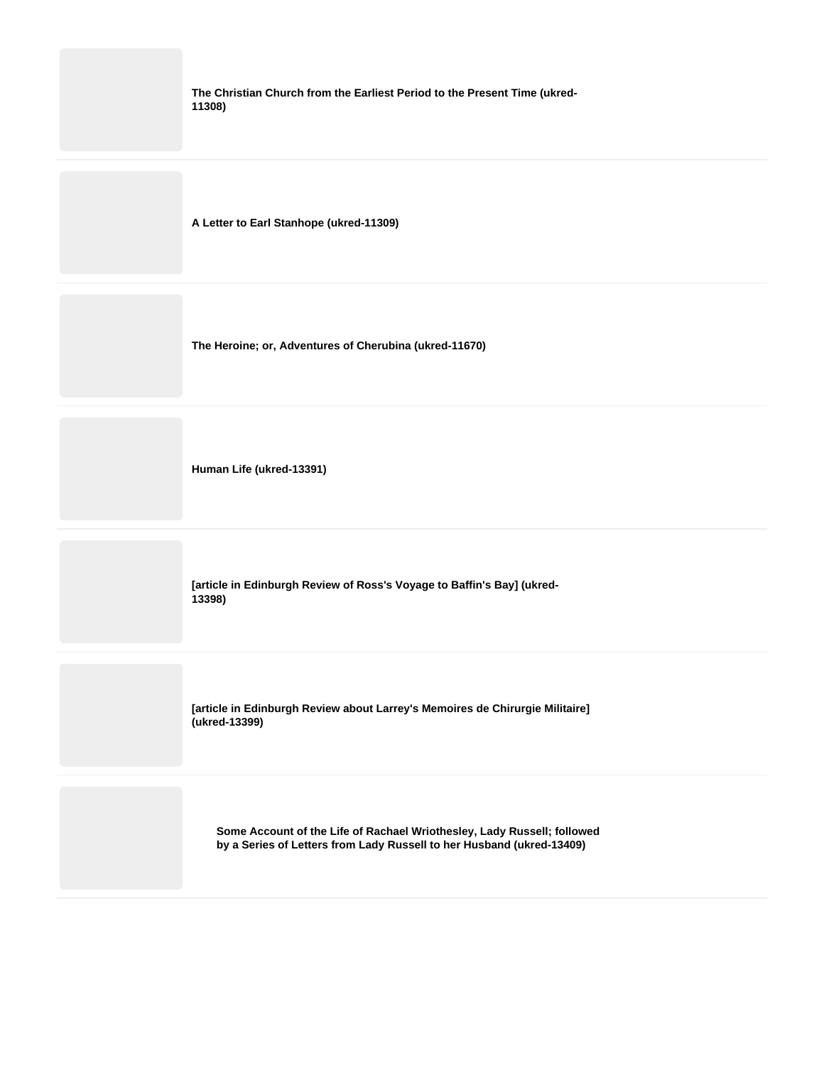**The Christian Church from the Earliest Period to the Present Time (ukred-11308)**

**A Letter to Earl Stanhope (ukred-11309)**

**The Heroine; or, Adventures of Cherubina (ukred-11670)**

**Human Life (ukred-13391)**

**[article in Edinburgh Review of Ross's Voyage to Baffin's Bay] (ukred-13398)**

**[article in Edinburgh Review about Larrey's Memoires de Chirurgie Militaire] (ukred-13399)**

**Some Account of the Life of Rachael Wriothesley, Lady Russell; followed by a Series of Letters from Lady Russell to her Husband (ukred-13409)**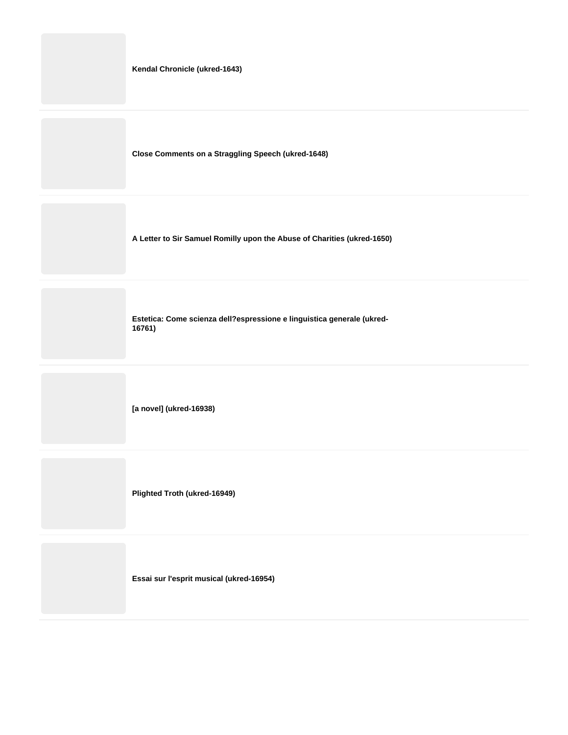**Kendal Chronicle (ukred-1643)**

---

**Close Comments on a Straggling Speech (ukred-1648)**

---

**A Letter to Sir Samuel Romilly upon the Abuse of Charities (ukred-1650)**

---

**Estetica: Come scienza dell?espressione e linguistica generale (ukred-16761)**

---

**[a novel] (ukred-16938)**

---

**Plighted Troth (ukred-16949)**

---

**Essai sur l'esprit musical (ukred-16954)**

---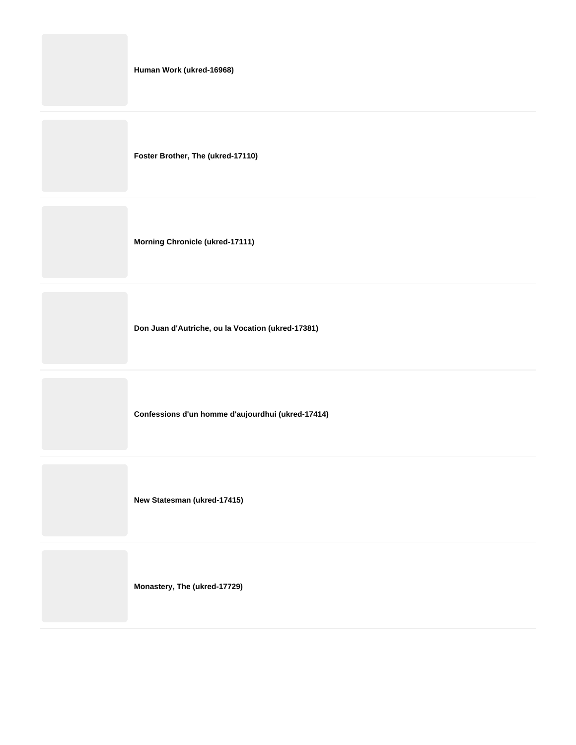**Human Work (ukred-16968)**

**Foster Brother, The (ukred-17110)**

**Morning Chronicle (ukred-17111)**

**Don Juan d'Autriche, ou la Vocation (ukred-17381)**

**Confessions d'un homme d'aujourdhui (ukred-17414)**

**New Statesman (ukred-17415)**

**Monastery, The (ukred-17729)**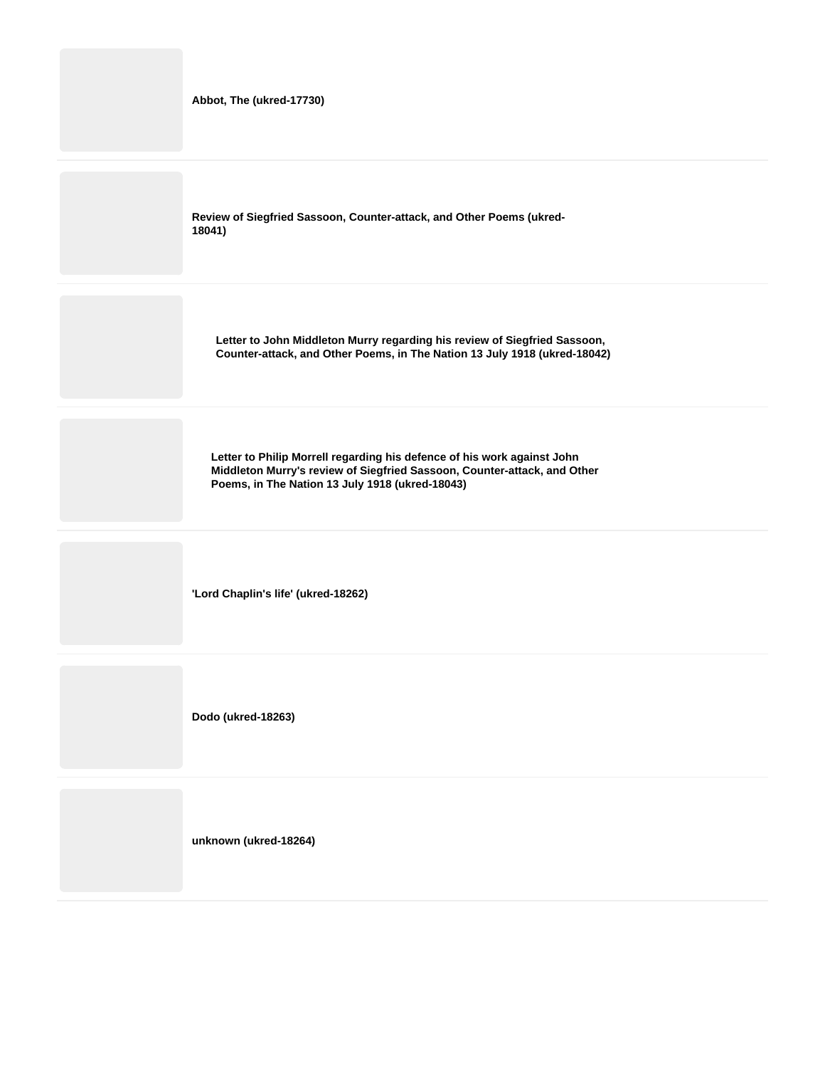**Abbot, The (ukred-17730)**

**Review of Siegfried Sassoon, Counter-attack, and Other Poems (ukred-18041)**

**Letter to John Middleton Murry regarding his review of Siegfried Sassoon, Counter-attack, and Other Poems, in The Nation 13 July 1918 (ukred-18042)**

**Letter to Philip Morrell regarding his defence of his work against John Middleton Murry's review of Siegfried Sassoon, Counter-attack, and Other Poems, in The Nation 13 July 1918 (ukred-18043)**

**'Lord Chaplin's life' (ukred-18262)**

**Dodo (ukred-18263)**

**unknown (ukred-18264)**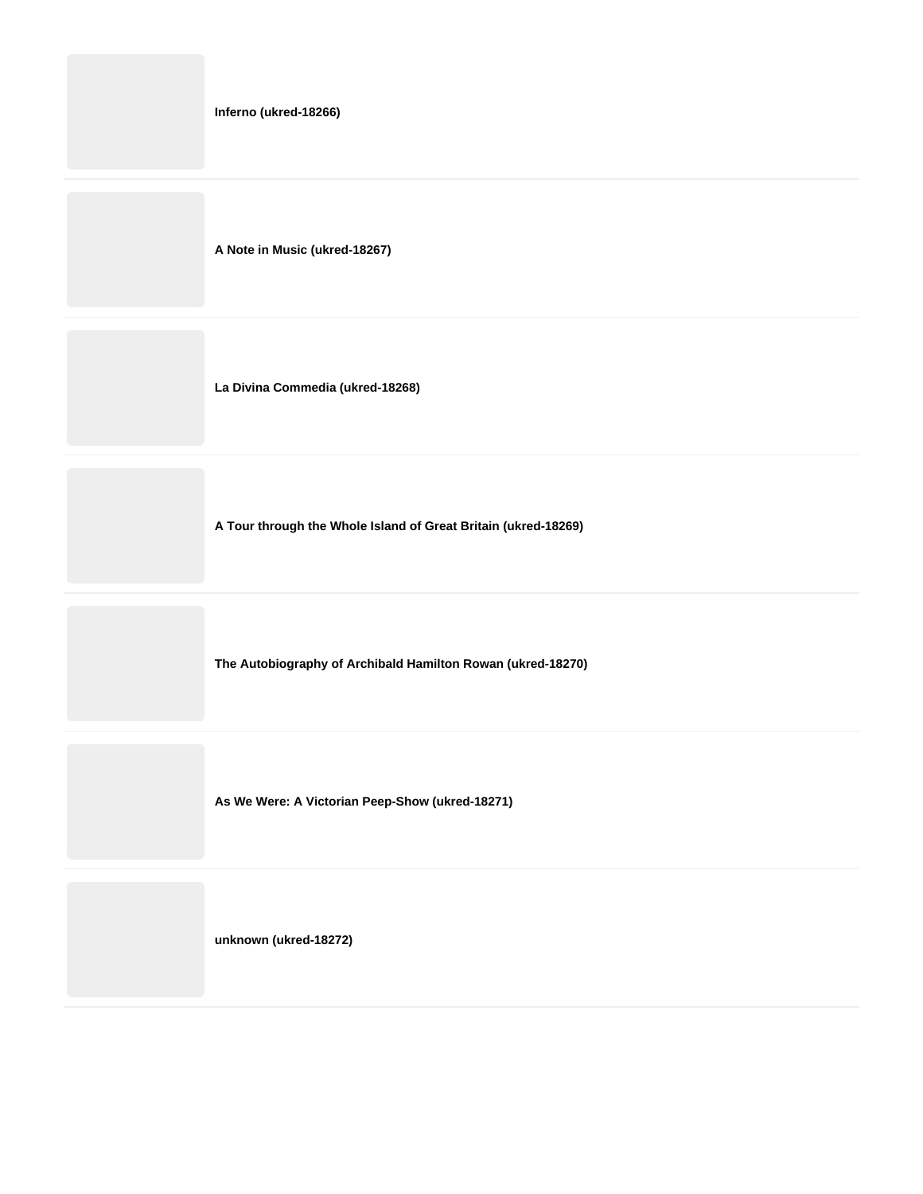**Inferno (ukred-18266)**

**A Note in Music (ukred-18267)**

**La Divina Commedia (ukred-18268)**

**A Tour through the Whole Island of Great Britain (ukred-18269)**

**The Autobiography of Archibald Hamilton Rowan (ukred-18270)**

**As We Were: A Victorian Peep-Show (ukred-18271)**

**unknown (ukred-18272)**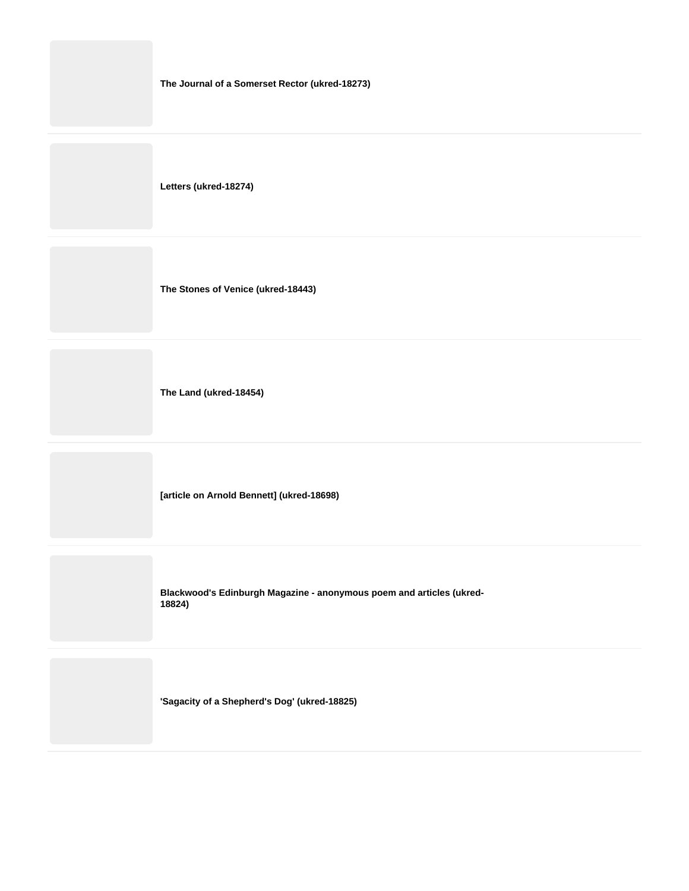**The Journal of a Somerset Rector (ukred-18273)**

**Letters (ukred-18274)**

**The Stones of Venice (ukred-18443)**

**The Land (ukred-18454)**

**[article on Arnold Bennett] (ukred-18698)**

**Blackwood's Edinburgh Magazine - anonymous poem and articles (ukred-18824)**

**'Sagacity of a Shepherd's Dog' (ukred-18825)**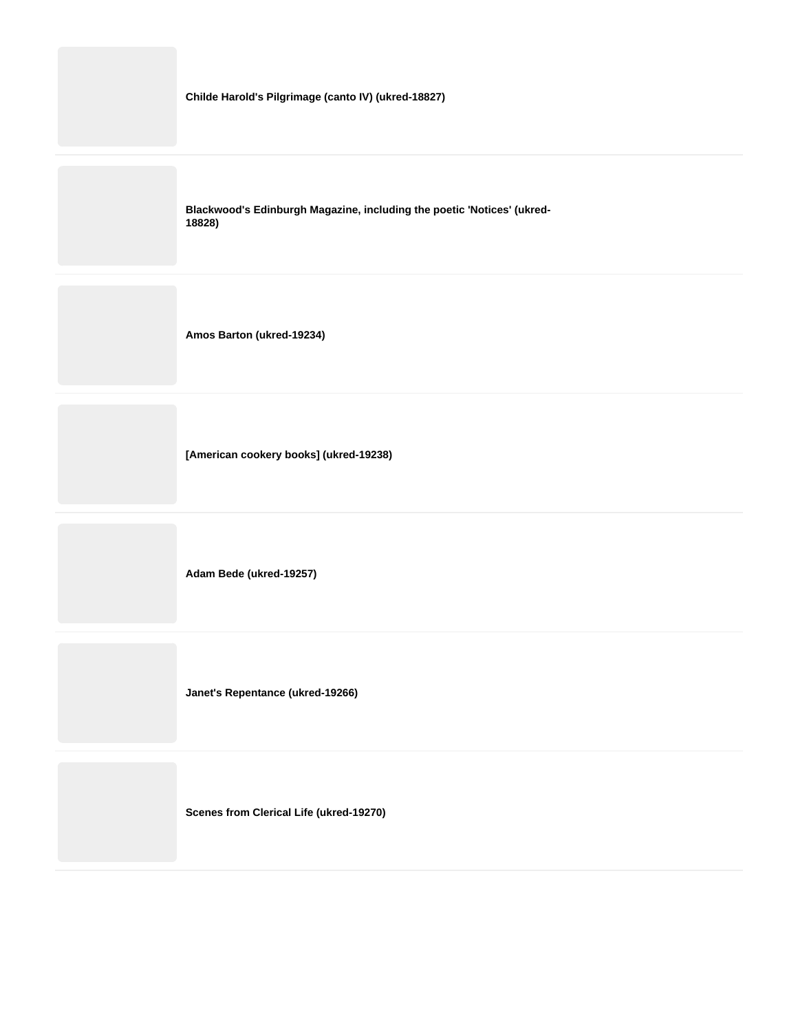**Childe Harold's Pilgrimage (canto IV) (ukred-18827)**

**Blackwood's Edinburgh Magazine, including the poetic 'Notices' (ukred-18828)**

**Amos Barton (ukred-19234)**

**[American cookery books] (ukred-19238)**

**Adam Bede (ukred-19257)**

**Janet's Repentance (ukred-19266)**

**Scenes from Clerical Life (ukred-19270)**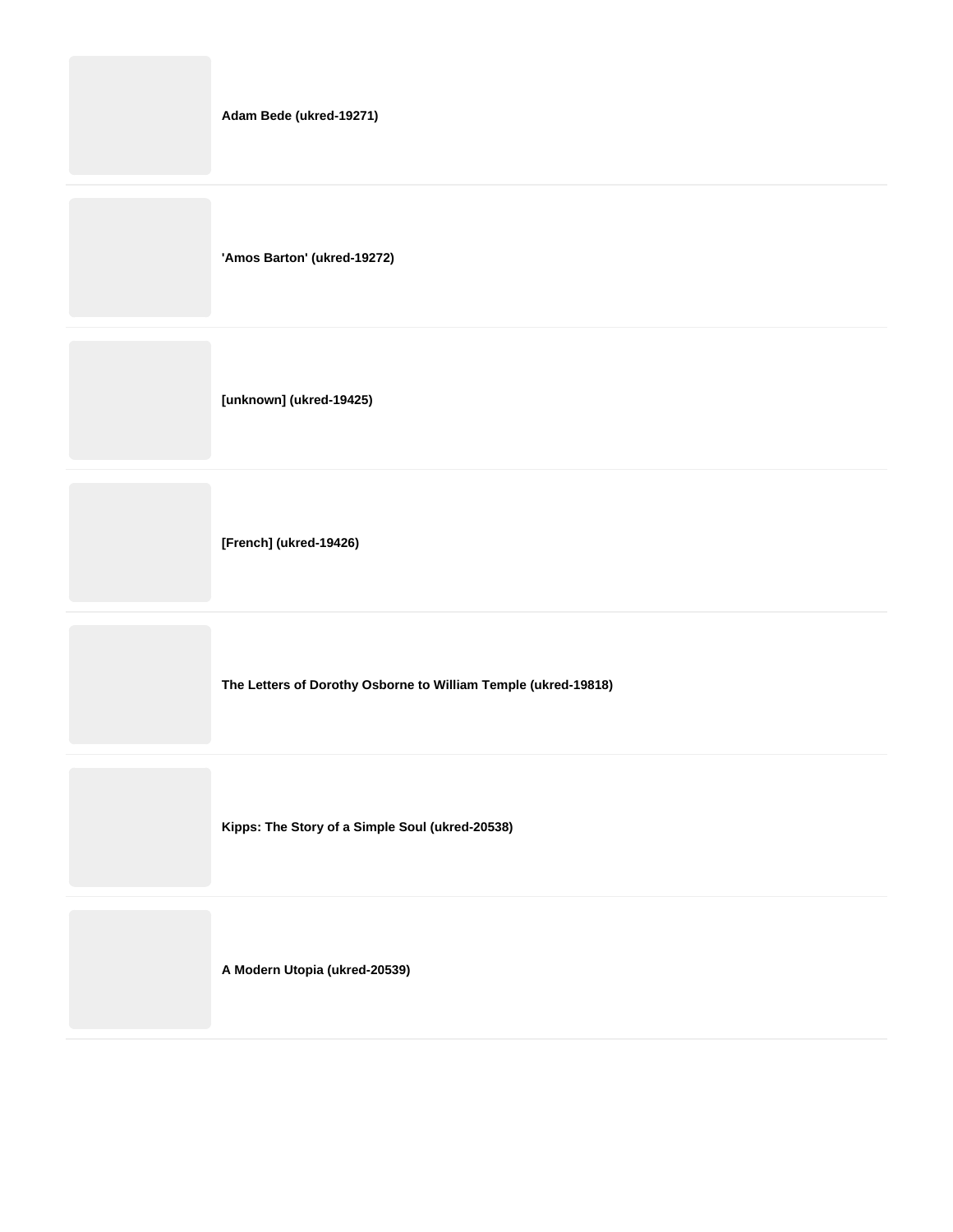**Adam Bede (ukred-19271)**

---

**'Amos Barton' (ukred-19272)**

---

**[unknown] (ukred-19425)**

---

**[French] (ukred-19426)**

---

**The Letters of Dorothy Osborne to William Temple (ukred-19818)**

---

**Kipps: The Story of a Simple Soul (ukred-20538)**

---

**A Modern Utopia (ukred-20539)**

---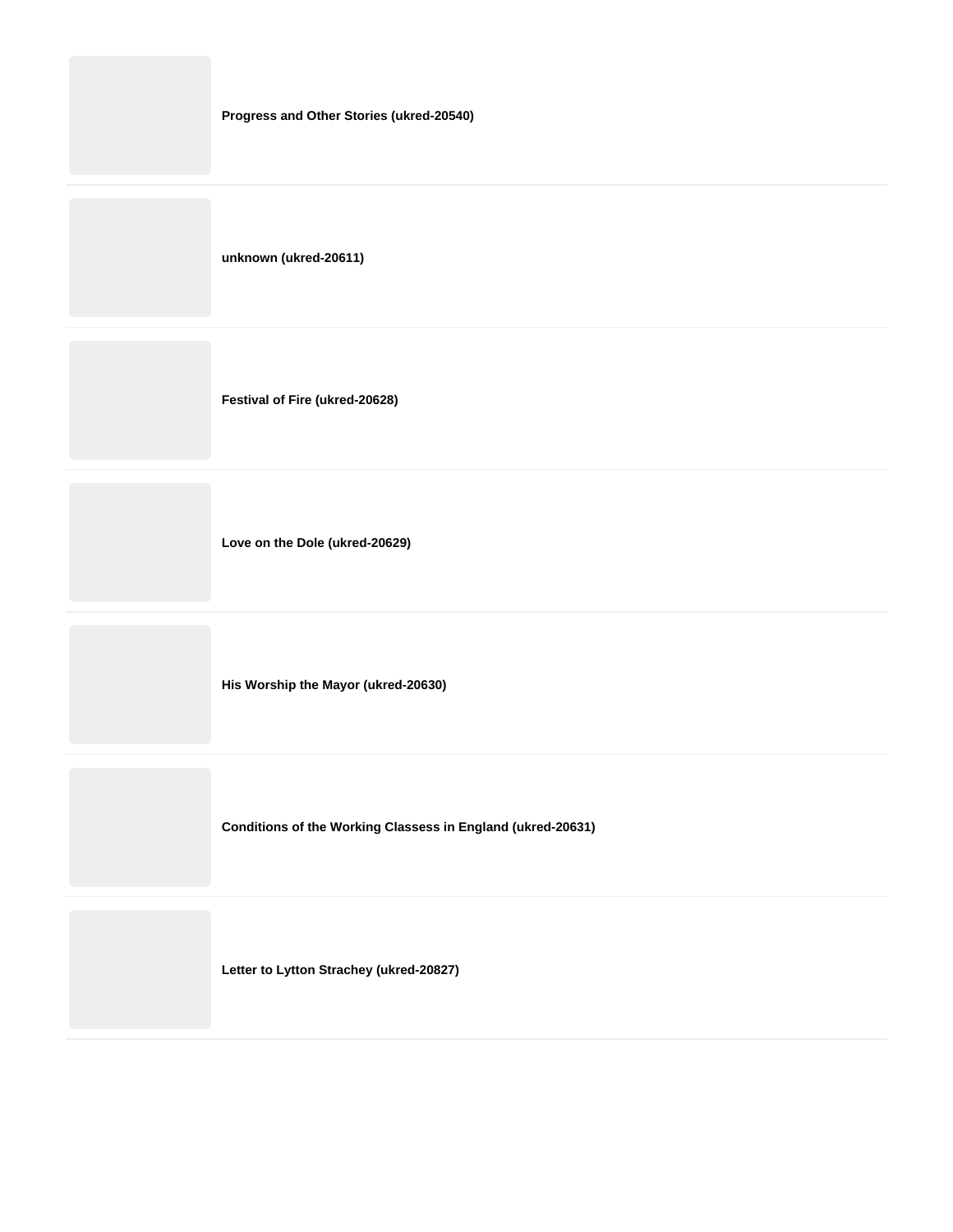**Progress and Other Stories (ukred-20540)**

---

**unknown (ukred-20611)**

---

**Festival of Fire (ukred-20628)**

---

**Love on the Dole (ukred-20629)**

---

**His Worship the Mayor (ukred-20630)**

---

**Conditions of the Working Classess in England (ukred-20631)**

---

**Letter to Lytton Strachey (ukred-20827)**

---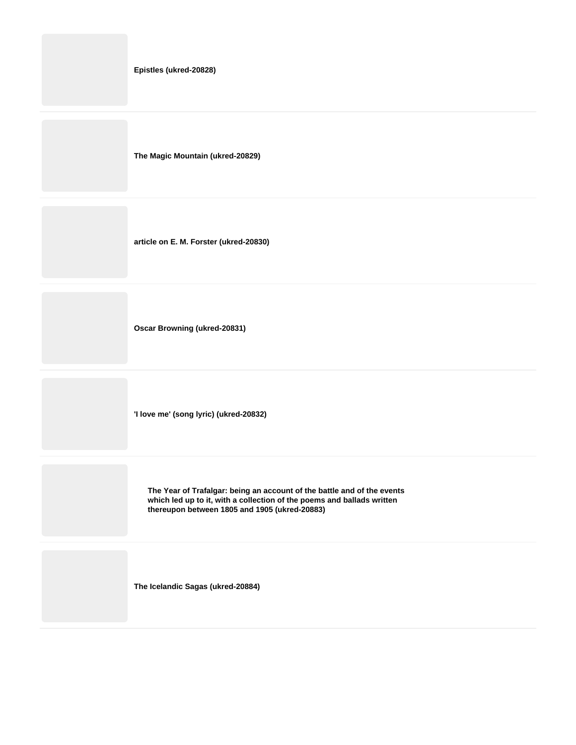**Epistles (ukred-20828)**

**The Magic Mountain (ukred-20829)**

**article on E. M. Forster (ukred-20830)**

**Oscar Browning (ukred-20831)**

**'I love me' (song lyric) (ukred-20832)**

**The Year of Trafalgar: being an account of the battle and of the events which led up to it, with a collection of the poems and ballads written thereupon between 1805 and 1905 (ukred-20883)**

**The Icelandic Sagas (ukred-20884)**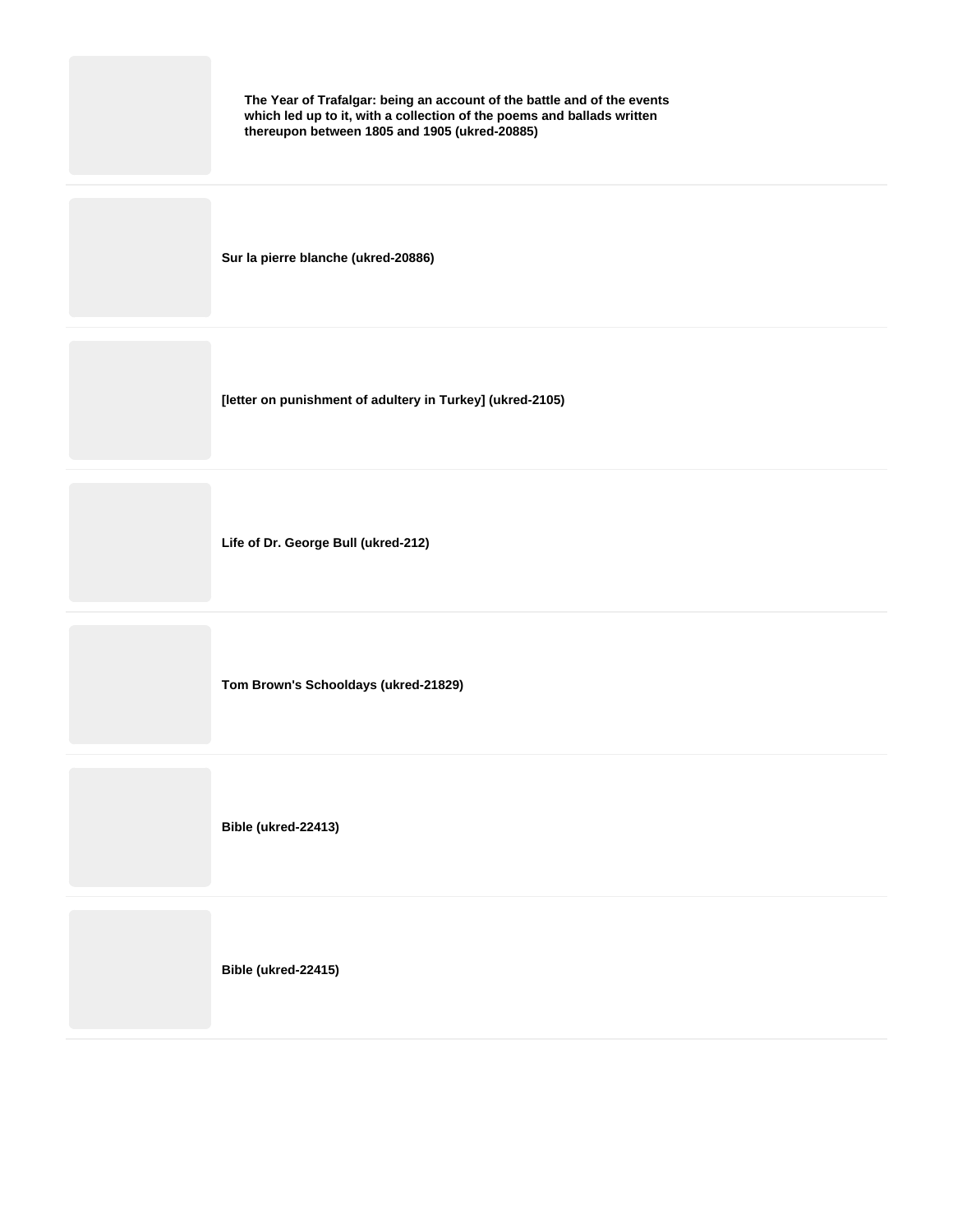**The Year of Trafalgar: being an account of the battle and of the events which led up to it, with a collection of the poems and ballads written thereupon between 1805 and 1905 (ukred-20885)**

**Sur la pierre blanche (ukred-20886)**

**[letter on punishment of adultery in Turkey] (ukred-2105)**

**Life of Dr. George Bull (ukred-212)**

**Tom Brown's Schooldays (ukred-21829)**

**Bible (ukred-22413)**

**Bible (ukred-22415)**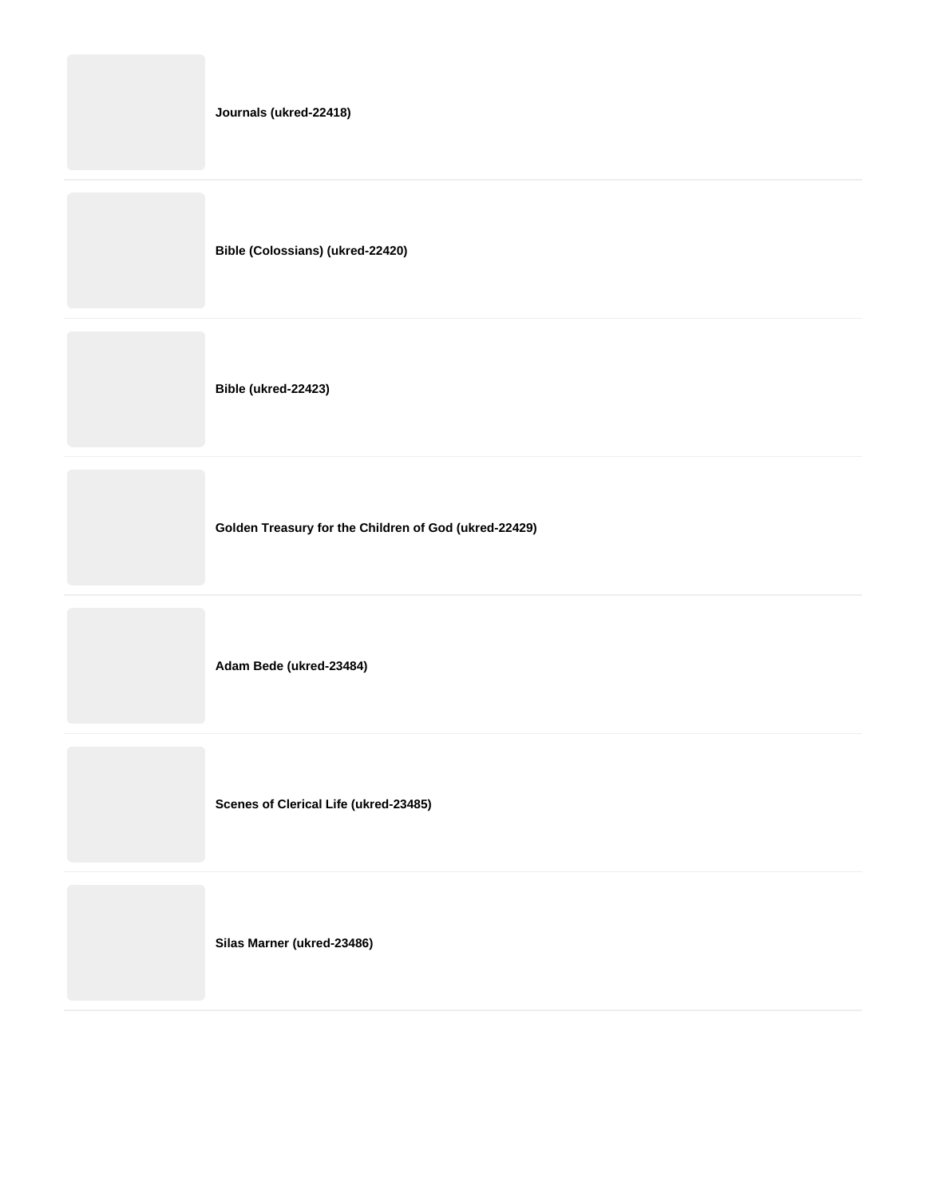**Journals (ukred-22418)**

**Bible (Colossians) (ukred-22420)**

**Bible (ukred-22423)**

**Golden Treasury for the Children of God (ukred-22429)**

**Adam Bede (ukred-23484)**

**Scenes of Clerical Life (ukred-23485)**

**Silas Marner (ukred-23486)**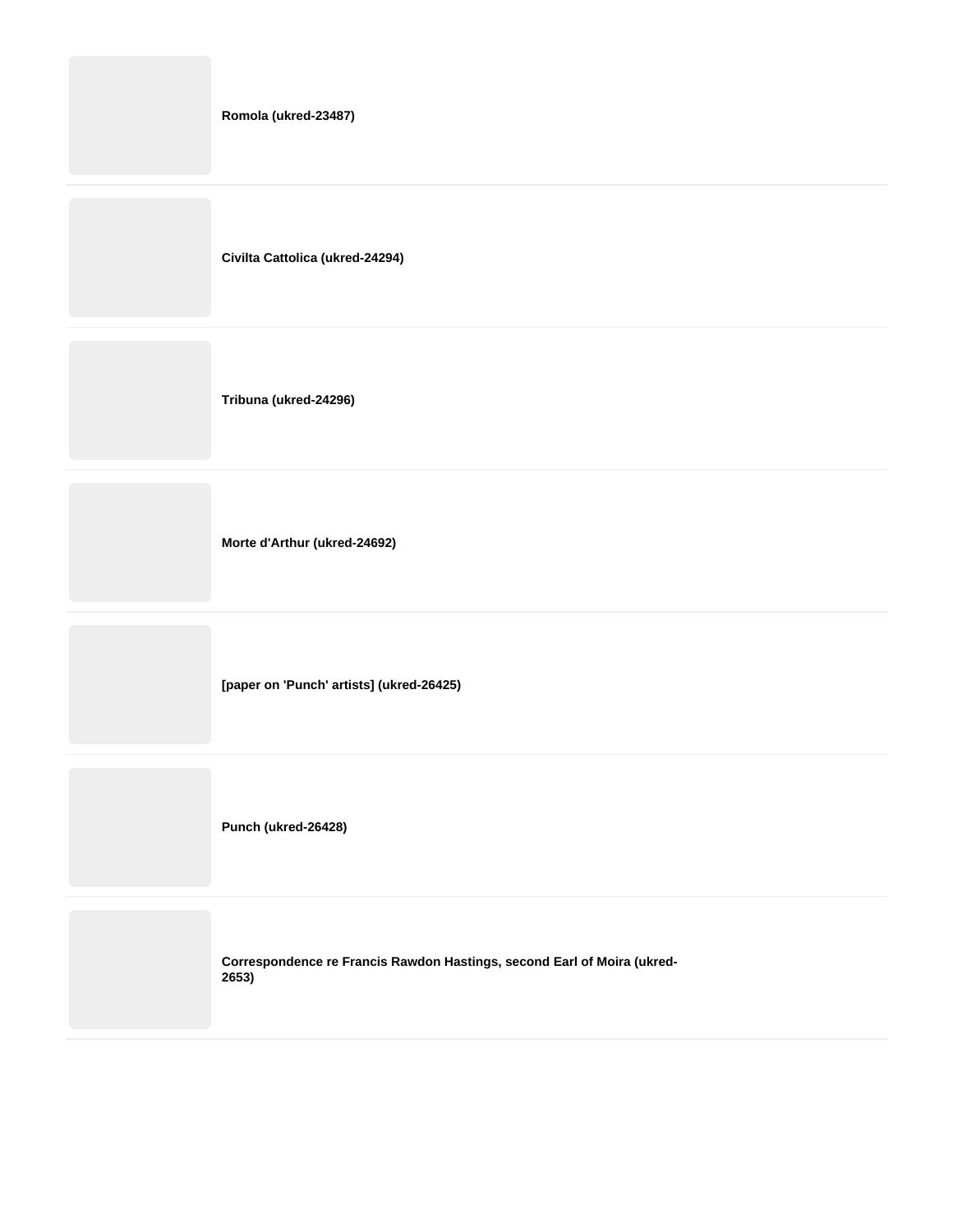**Romola (ukred-23487)**

**Civilta Cattolica (ukred-24294)**

**Tribuna (ukred-24296)**

**Morte d'Arthur (ukred-24692)**

**[paper on 'Punch' artists] (ukred-26425)**

**Punch (ukred-26428)**

**Correspondence re Francis Rawdon Hastings, second Earl of Moira (ukred-2653)**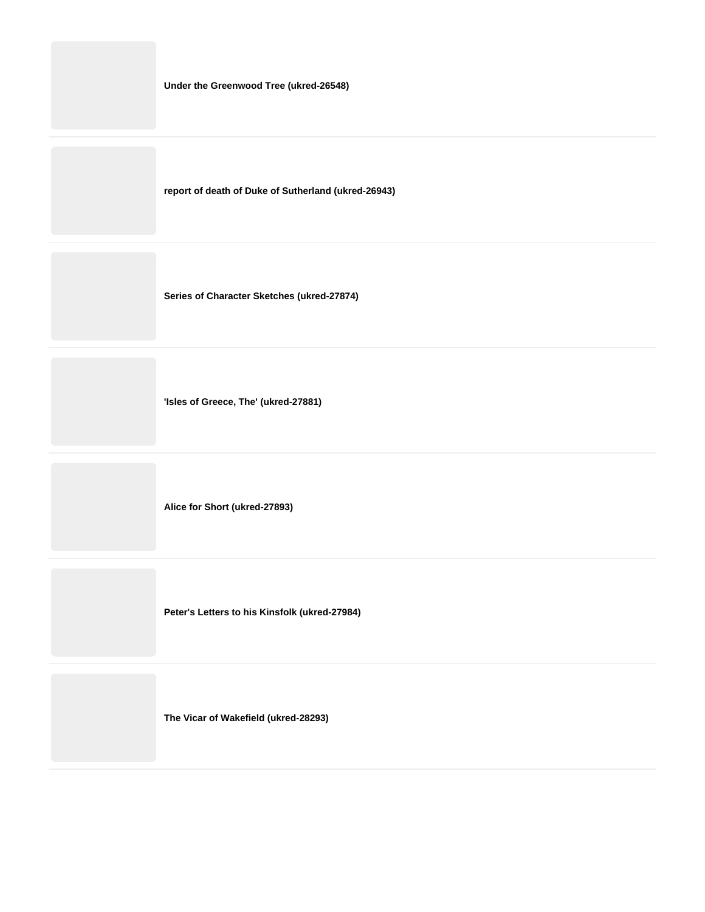**Under the Greenwood Tree (ukred-26548)**

**report of death of Duke of Sutherland (ukred-26943)**

**Series of Character Sketches (ukred-27874)**

**'Isles of Greece, The' (ukred-27881)**

**Alice for Short (ukred-27893)**

**Peter's Letters to his Kinsfolk (ukred-27984)**

**The Vicar of Wakefield (ukred-28293)**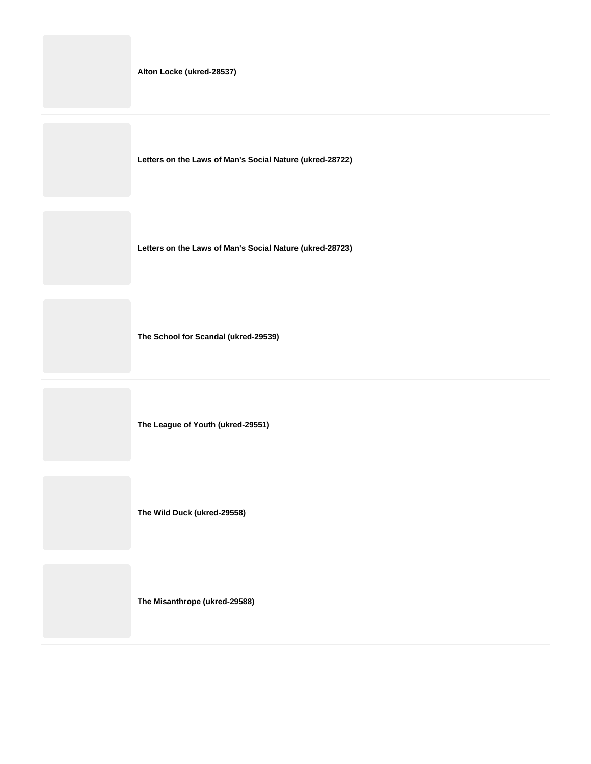**Alton Locke (ukred-28537)**

---

**Letters on the Laws of Man's Social Nature (ukred-28722)**

---

**Letters on the Laws of Man's Social Nature (ukred-28723)**

---

**The School for Scandal (ukred-29539)**

---

**The League of Youth (ukred-29551)**

---

**The Wild Duck (ukred-29558)**

---

**The Misanthrope (ukred-29588)**

---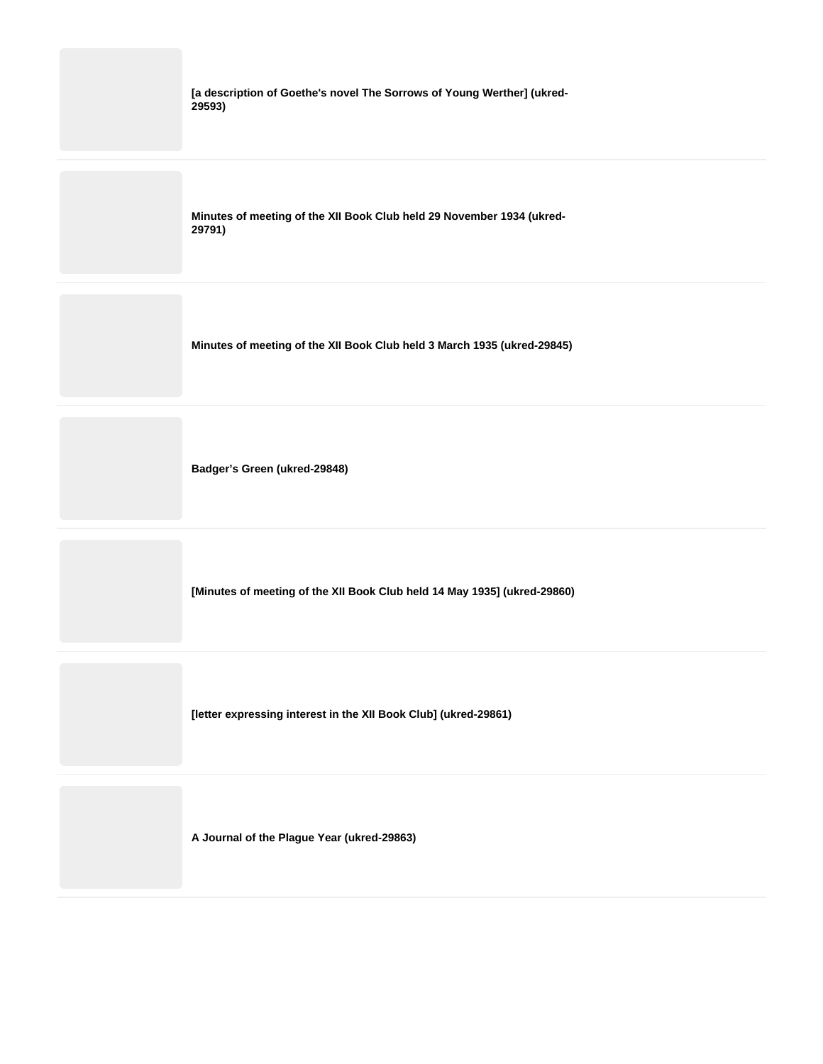**[a description of Goethe's novel The Sorrows of Young Werther] (ukred-29593)**

**Minutes of meeting of the XII Book Club held 29 November 1934 (ukred-29791)**

**Minutes of meeting of the XII Book Club held 3 March 1935 (ukred-29845)**

**Badger's Green (ukred-29848)**

**[Minutes of meeting of the XII Book Club held 14 May 1935] (ukred-29860)**

**[letter expressing interest in the XII Book Club] (ukred-29861)**

**A Journal of the Plague Year (ukred-29863)**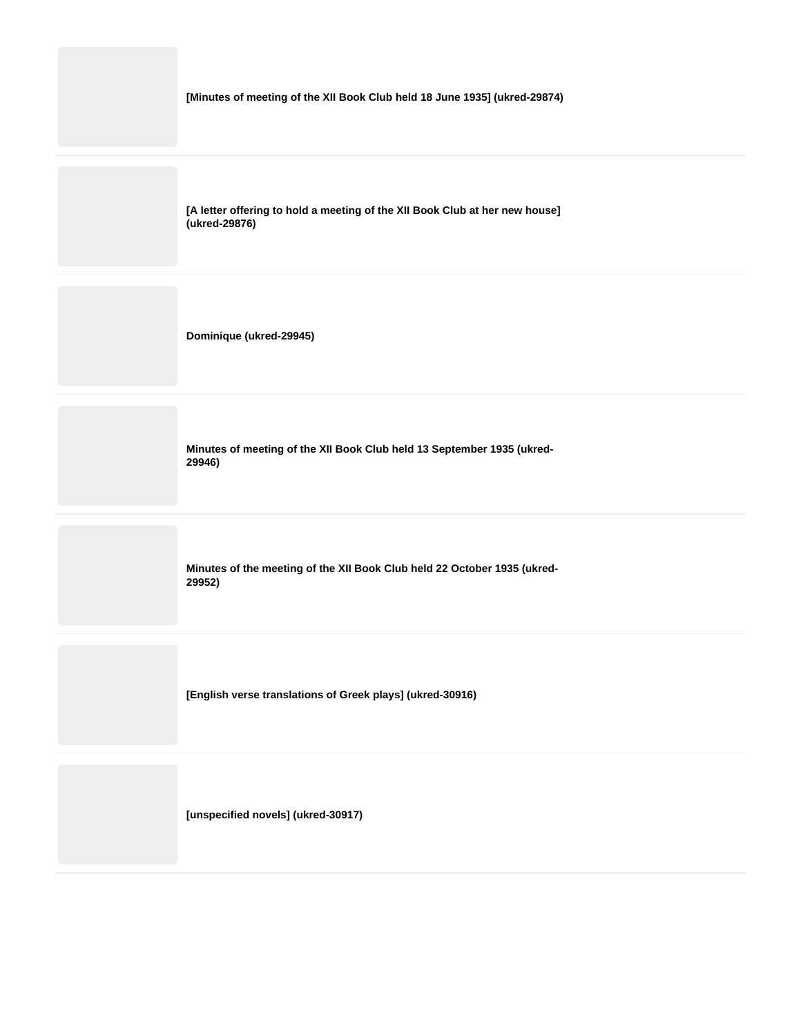**[Minutes of meeting of the XII Book Club held 18 June 1935] (ukred-29874)**

**[A letter offering to hold a meeting of the XII Book Club at her new house] (ukred-29876)**

**Dominique (ukred-29945)**

**Minutes of meeting of the XII Book Club held 13 September 1935 (ukred-29946)**

**Minutes of the meeting of the XII Book Club held 22 October 1935 (ukred-29952)**

**[English verse translations of Greek plays] (ukred-30916)**

**[unspecified novels] (ukred-30917)**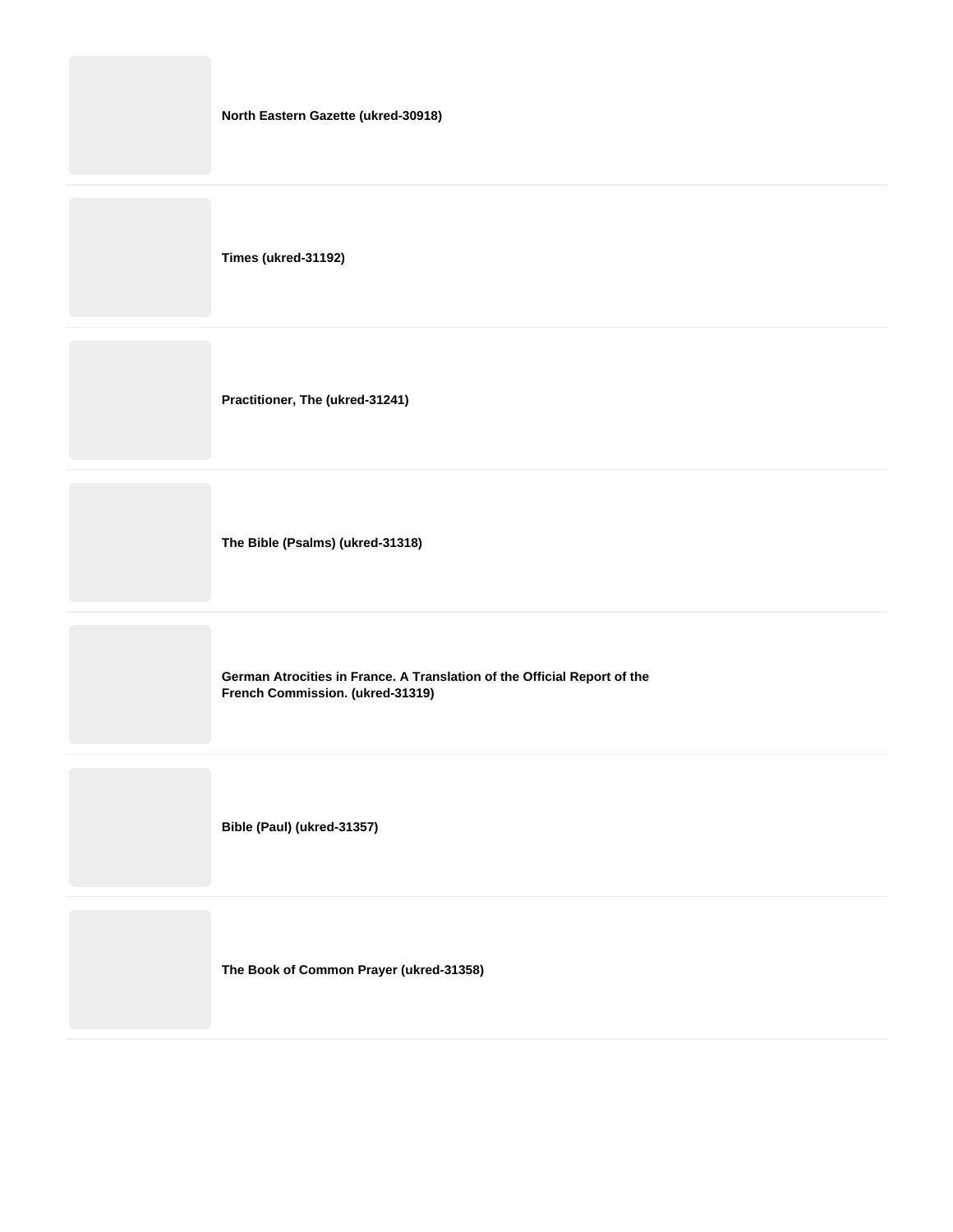**North Eastern Gazette (ukred-30918)**

---

**Times (ukred-31192)**

---

**Practitioner, The (ukred-31241)**

---

**The Bible (Psalms) (ukred-31318)**

---

**German Atrocities in France. A Translation of the Official Report of the French Commission. (ukred-31319)**

---

**Bible (Paul) (ukred-31357)**

---

**The Book of Common Prayer (ukred-31358)**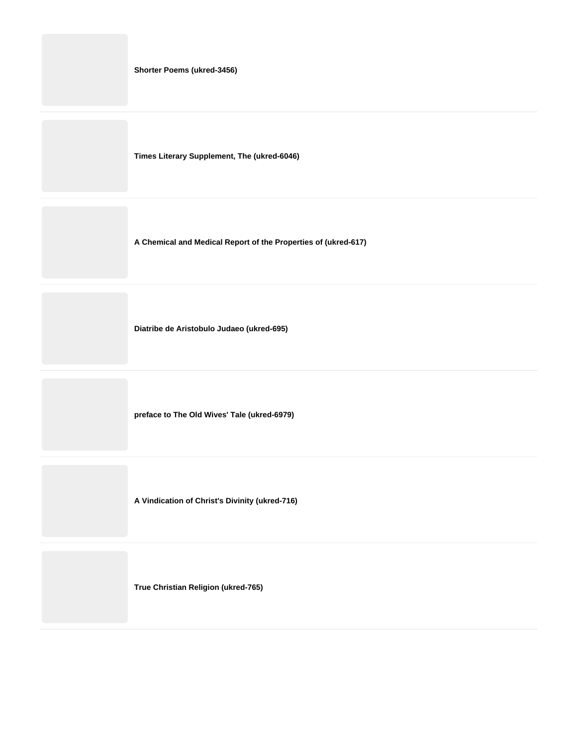**Shorter Poems (ukred-3456)**

**Times Literary Supplement, The (ukred-6046)**

**A Chemical and Medical Report of the Properties of (ukred-617)**

**Diatribe de Aristobulo Judaeo (ukred-695)**

**preface to The Old Wives' Tale (ukred-6979)**

**A Vindication of Christ's Divinity (ukred-716)**

**True Christian Religion (ukred-765)**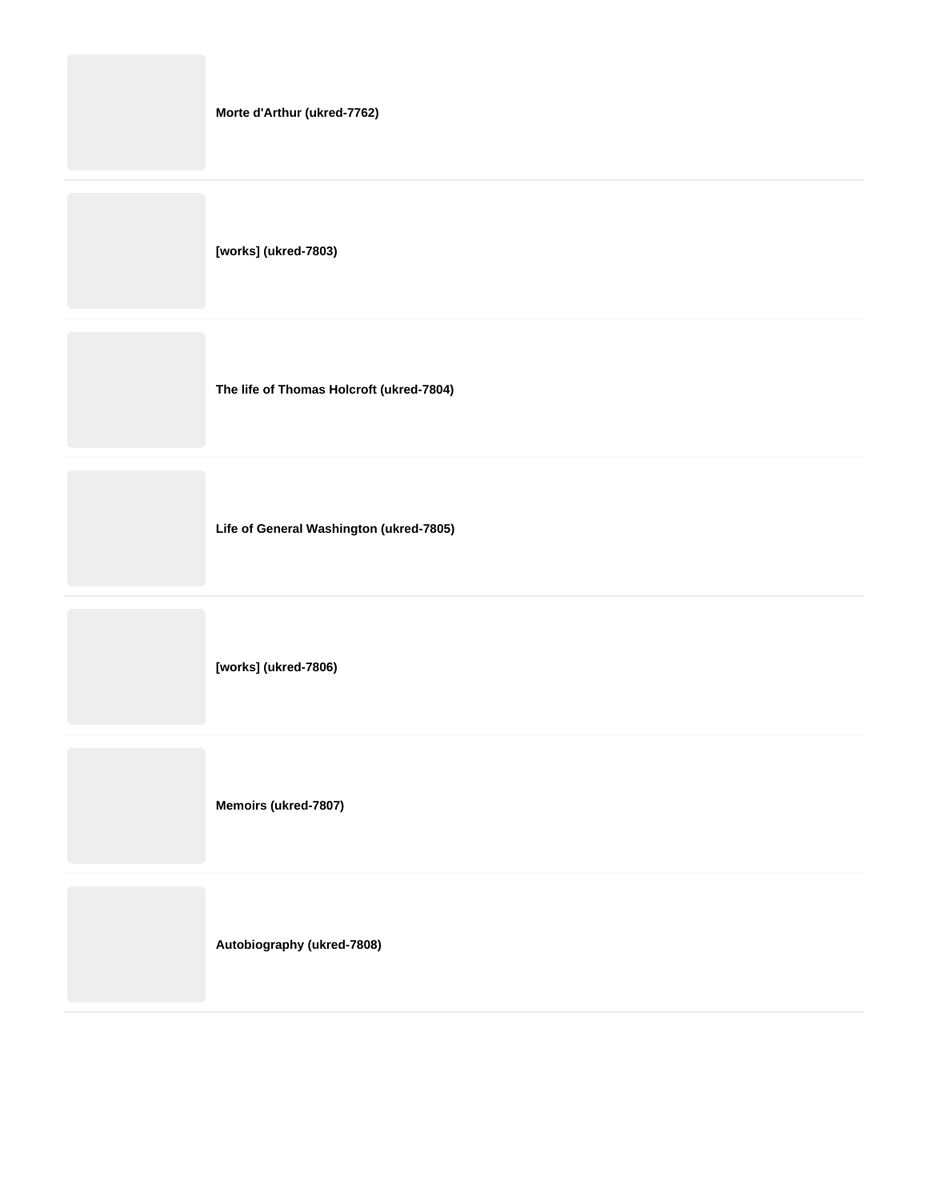**Morte d'Arthur (ukred-7762)**

**[works] (ukred-7803)**

**The life of Thomas Holcroft (ukred-7804)**

**Life of General Washington (ukred-7805)**

**[works] (ukred-7806)**

**Memoirs (ukred-7807)**

**Autobiography (ukred-7808)**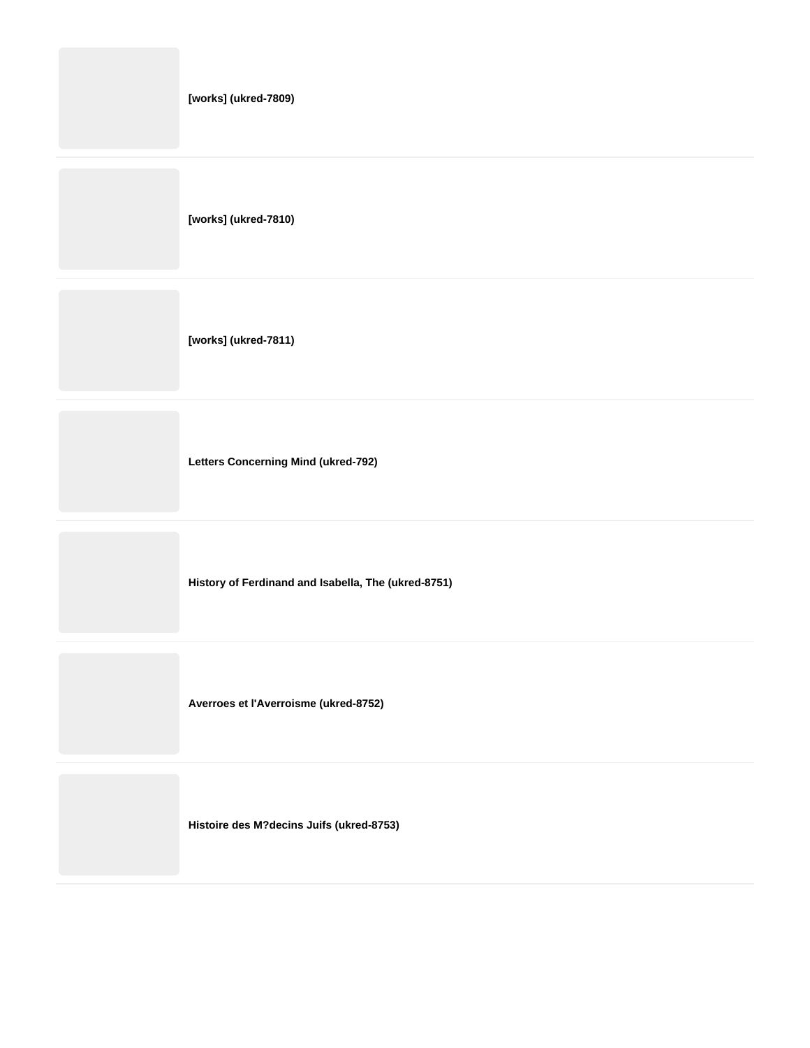**[works] (ukred-7809)**

**[works] (ukred-7810)**

**[works] (ukred-7811)**

**Letters Concerning Mind (ukred-792)**

**History of Ferdinand and Isabella, The (ukred-8751)**

**Averroes et l'Averroisme (ukred-8752)**

**Histoire des M?decins Juifs (ukred-8753)**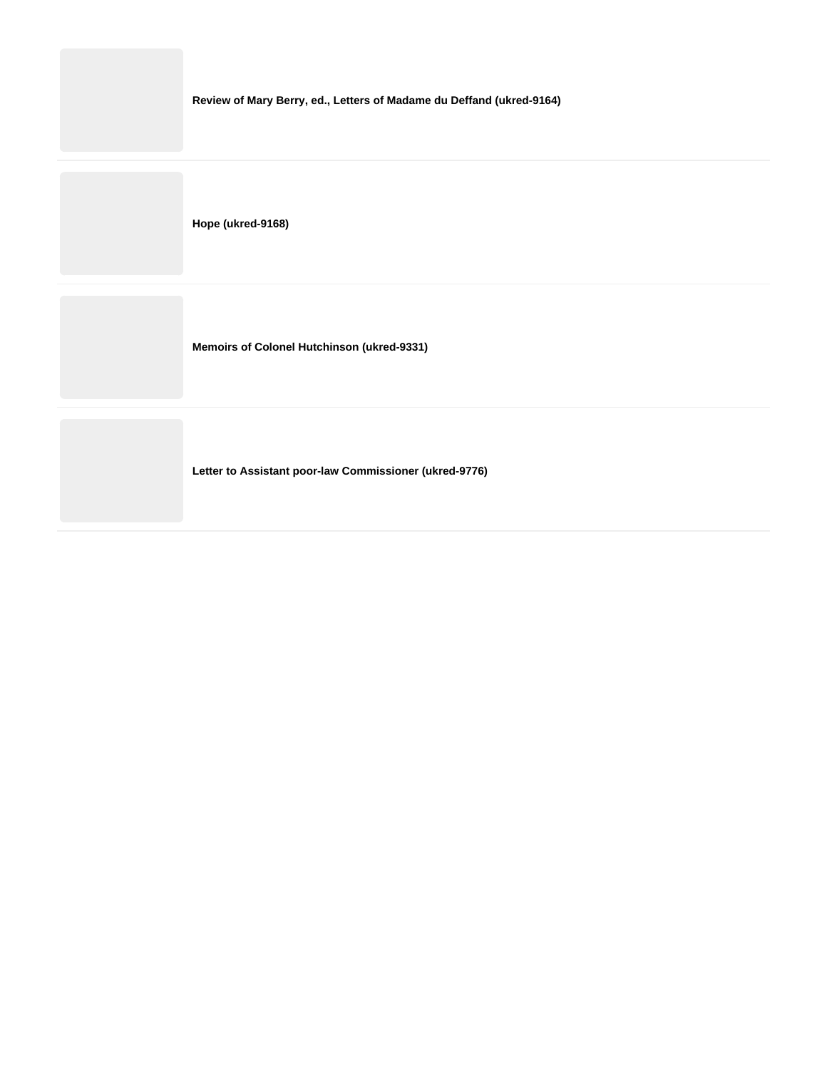**Review of Mary Berry, ed., Letters of Madame du Deffand (ukred-9164)**

**Hope (ukred-9168)**

**Memoirs of Colonel Hutchinson (ukred-9331)**

**Letter to Assistant poor-law Commissioner (ukred-9776)**